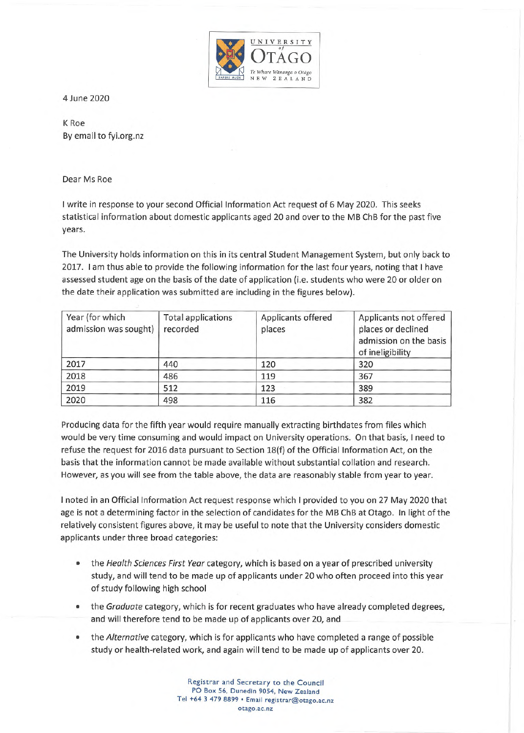4 June 2020

K Roe
By email to fyi.org.nz

Dear Ms Roe

I write in response to your second Official Information Act request of 6 May 2020. This seeks statistical information about domestic applicants aged 20 and over to the MB ChB for the past five years.

The University holds information on this in its central Student Management System, but only back to 2017. I am thus able to provide the following information for the last four years, noting that I have assessed student age on the basis of the date of application (i.e. students who were 20 or older on the date their application was submitted are including in the figures below).

| Year (for which admission was sought) | Total applications recorded | Applicants offered places | Applicants not offered places or declined admission on the basis of ineligibility |
|---|---|---|---|
| 2017 | 440 | 120 | 320 |
| 2018 | 486 | 119 | 367 |
| 2019 | 512 | 123 | 389 |
| 2020 | 498 | 116 | 382 |

Producing data for the fifth year would require manually extracting birthdates from files which would be very time consuming and would impact on University operations. On that basis, I need to refuse the request for 2016 data pursuant to Section 18(f) of the Official Information Act, on the basis that the information cannot be made available without substantial collation and research. However, as you will see from the table above, the data are reasonably stable from year to year.

I noted in an Official Information Act request response which I provided to you on 27 May 2020 that age is not a determining factor in the selection of candidates for the MB ChB at Otago. In light of the relatively consistent figures above, it may be useful to note that the University considers domestic applicants under three broad categories:

- the *Health Sciences First Year* category, which is based on a year of prescribed university study, and will tend to be made up of applicants under 20 who often proceed into this year of study following high school
- the *Graduate* category, which is for recent graduates who have already completed degrees, and will therefore tend to be made up of applicants over 20, and
- the *Alternative* category, which is for applicants who have completed a range of possible study or health-related work, and again will tend to be made up of applicants over 20.

Registrar and Secretary to the Council
PO Box 56, Dunedin 9054, New Zealand
Tel +64 3 479 8899 • Email registrar@otago.ac.nz
otago.ac.nz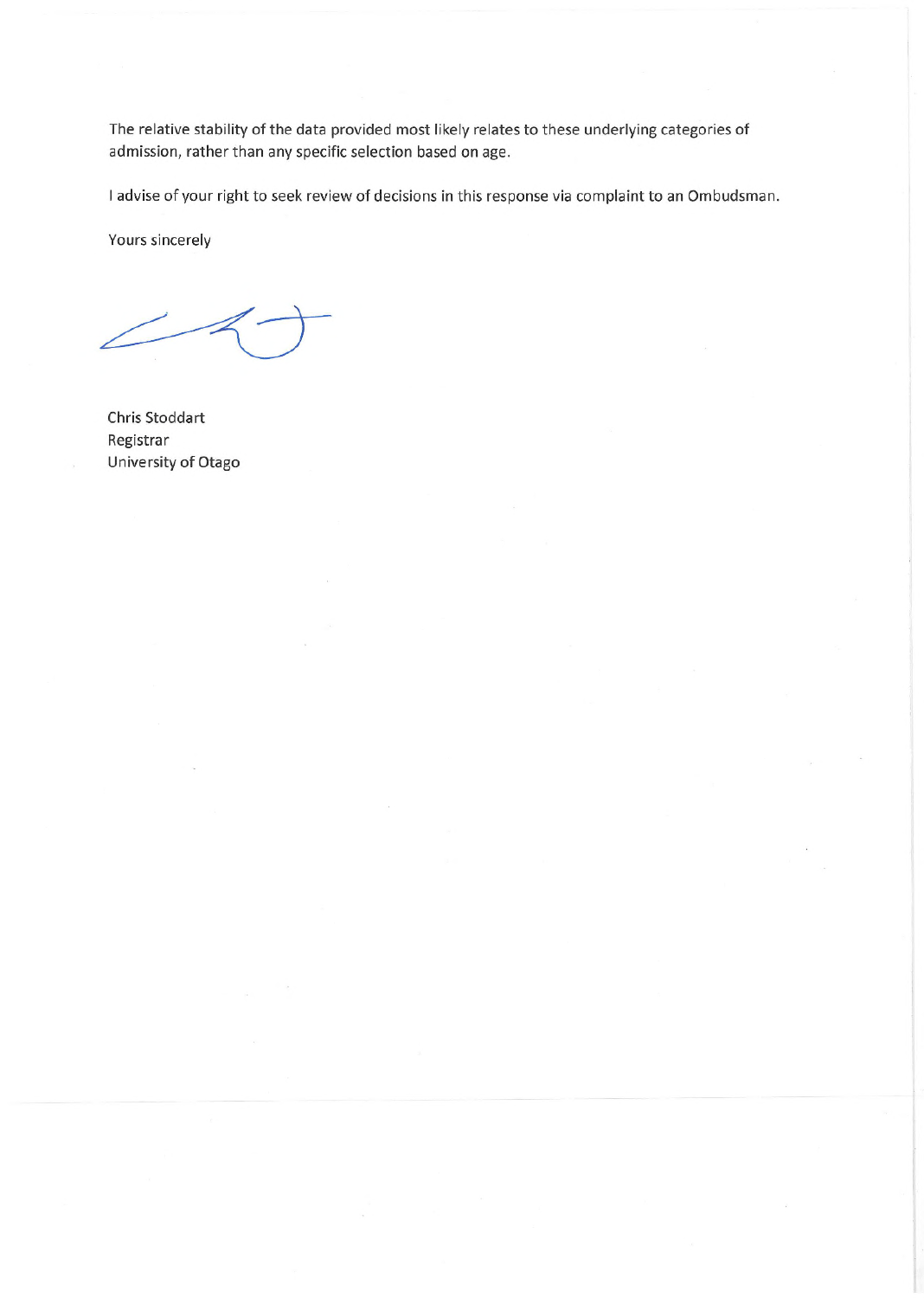The relative stability of the data provided most likely relates to these underlying categories of admission, rather than any specific selection based on age.

I advise of your right to seek review of decisions in this response via complaint to an Ombudsman.

Yours sincerely

Chris Stoddart
Registrar
University of Otago